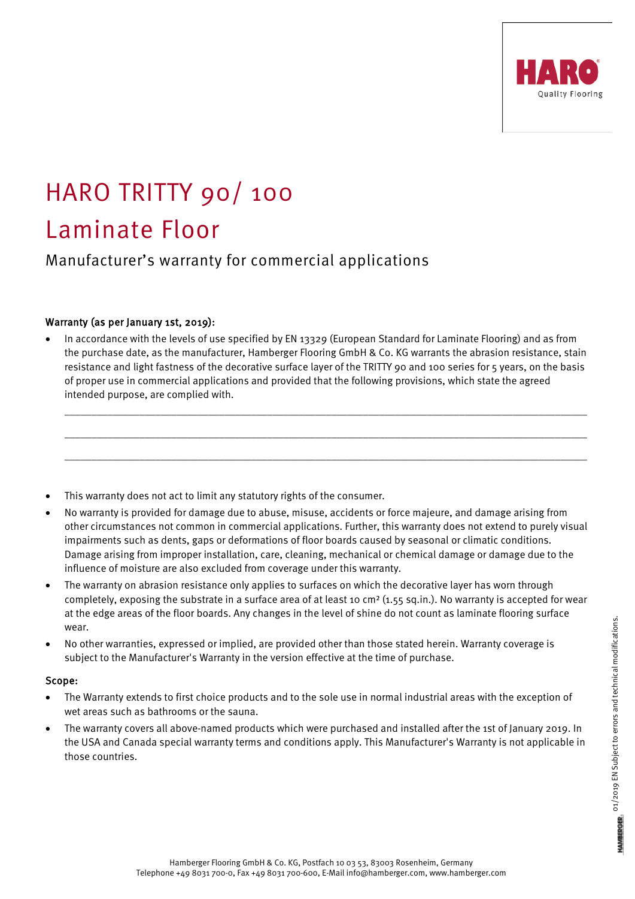# HARO TRITTY 90/ 100

# Laminate Floor

## Manufacturer's warranty for commercial applications

Warranty (as per January 1st, 2019):

- In accordance with the levels of use specified by EN 13329 (European Standard for Laminate Flooring) and as from the purchase date, as the manufacturer, Hamberger Flooring GmbH & Co. KG warrants the abrasion resistance, stain resistance and light fastness of the decorative surface layer of the TRITTY 90 and 100 series for 5 years, on the basis of proper use in commercial applications and provided that the following provisions, which state the agreed intended purpose, are complied with.

  \_\_\_\_\_\_\_\_\_\_\_\_\_\_\_\_\_\_\_\_\_\_\_\_\_\_\_\_\_\_\_\_\_\_\_\_\_\_\_\_\_\_\_\_\_\_\_\_\_\_\_\_\_\_\_\_\_\_\_\_\_\_\_\_\_\_\_\_\_\_

  \_\_\_\_\_\_\_\_\_\_\_\_\_\_\_\_\_\_\_\_\_\_\_\_\_\_\_\_\_\_\_\_\_\_\_\_\_\_\_\_\_\_\_\_\_\_\_\_\_\_\_\_\_\_\_\_\_\_\_\_\_\_\_\_\_\_\_\_\_\_

  \_\_\_\_\_\_\_\_\_\_\_\_\_\_\_\_\_\_\_\_\_\_\_\_\_\_\_\_\_\_\_\_\_\_\_\_\_\_\_\_\_\_\_\_\_\_\_\_\_\_\_\_\_\_\_\_\_\_\_\_\_\_\_\_\_\_\_\_\_\_

- This warranty does not act to limit any statutory rights of the consumer.
- No warranty is provided for damage due to abuse, misuse, accidents or force majeure, and damage arising from other circumstances not common in commercial applications. Further, this warranty does not extend to purely visual impairments such as dents, gaps or deformations of floor boards caused by seasonal or climatic conditions. Damage arising from improper installation, care, cleaning, mechanical or chemical damage or damage due to the influence of moisture are also excluded from coverage under this warranty.
- The warranty on abrasion resistance only applies to surfaces on which the decorative layer has worn through completely, exposing the substrate in a surface area of at least 10 cm² (1.55 sq.in.). No warranty is accepted for wear at the edge areas of the floor boards. Any changes in the level of shine do not count as laminate flooring surface wear.
- No other warranties, expressed or implied, are provided other than those stated herein. Warranty coverage is subject to the Manufacturer's Warranty in the version effective at the time of purchase.

Scope:

- The Warranty extends to first choice products and to the sole use in normal industrial areas with the exception of wet areas such as bathrooms or the sauna.
- The warranty covers all above-named products which were purchased and installed after the 1st of January 2019. In the USA and Canada special warranty terms and conditions apply. This Manufacturer's Warranty is not applicable in those countries.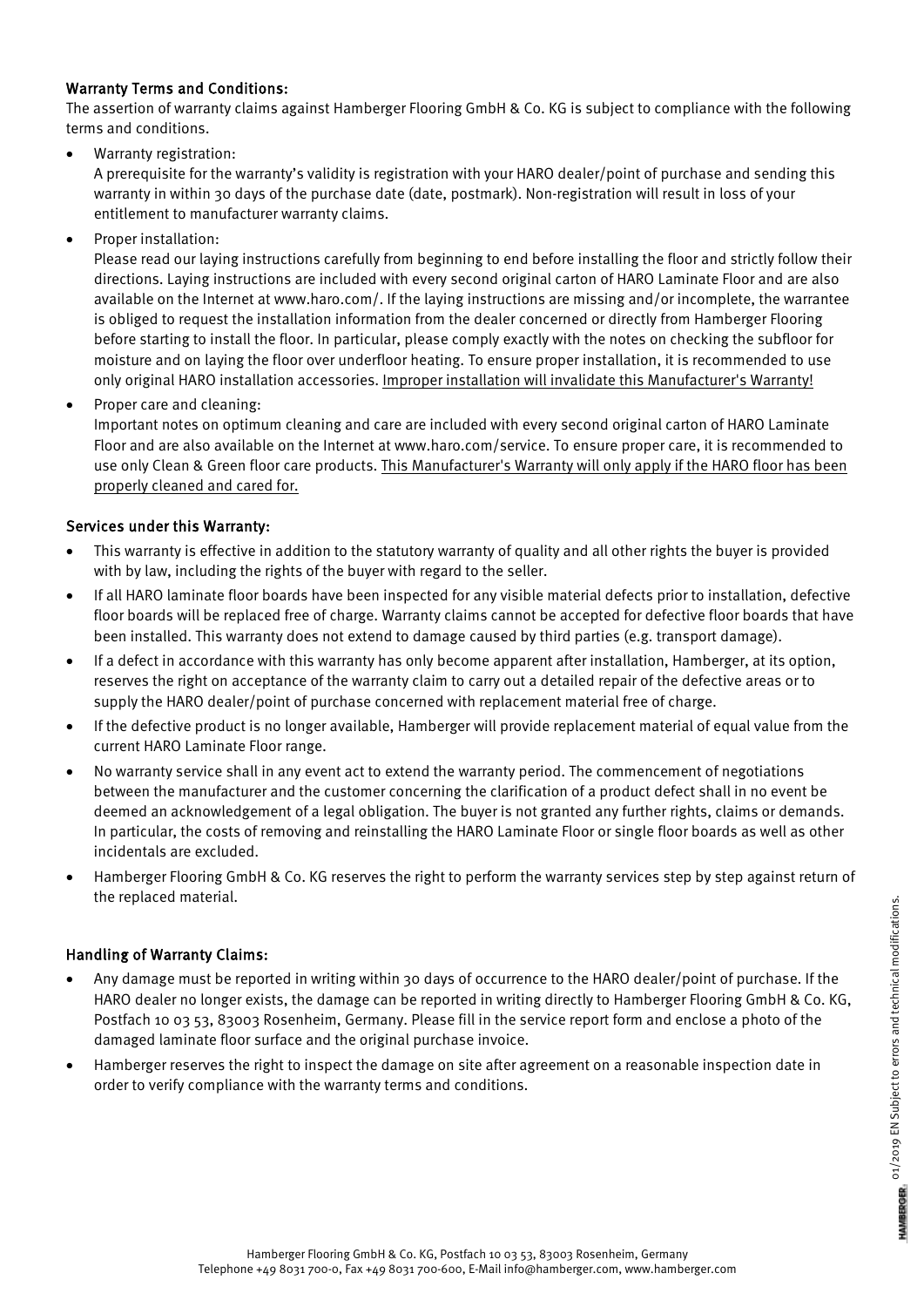## Warranty Terms and Conditions:

The assertion of warranty claims against Hamberger Flooring GmbH & Co. KG is subject to compliance with the following terms and conditions.

- Warranty registration:
  A prerequisite for the warranty's validity is registration with your HARO dealer/point of purchase and sending this warranty in within 30 days of the purchase date (date, postmark). Non-registration will result in loss of your entitlement to manufacturer warranty claims.
- Proper installation:
  Please read our laying instructions carefully from beginning to end before installing the floor and strictly follow their directions. Laying instructions are included with every second original carton of HARO Laminate Floor and are also available on the Internet at www.haro.com/. If the laying instructions are missing and/or incomplete, the warrantee is obliged to request the installation information from the dealer concerned or directly from Hamberger Flooring before starting to install the floor. In particular, please comply exactly with the notes on checking the subfloor for moisture and on laying the floor over underfloor heating. To ensure proper installation, it is recommended to use only original HARO installation accessories. Improper installation will invalidate this Manufacturer's Warranty!
- Proper care and cleaning:
  Important notes on optimum cleaning and care are included with every second original carton of HARO Laminate Floor and are also available on the Internet at www.haro.com/service. To ensure proper care, it is recommended to use only Clean & Green floor care products. This Manufacturer's Warranty will only apply if the HARO floor has been properly cleaned and cared for.

## Services under this Warranty:

- This warranty is effective in addition to the statutory warranty of quality and all other rights the buyer is provided with by law, including the rights of the buyer with regard to the seller.
- If all HARO laminate floor boards have been inspected for any visible material defects prior to installation, defective floor boards will be replaced free of charge. Warranty claims cannot be accepted for defective floor boards that have been installed. This warranty does not extend to damage caused by third parties (e.g. transport damage).
- If a defect in accordance with this warranty has only become apparent after installation, Hamberger, at its option, reserves the right on acceptance of the warranty claim to carry out a detailed repair of the defective areas or to supply the HARO dealer/point of purchase concerned with replacement material free of charge.
- If the defective product is no longer available, Hamberger will provide replacement material of equal value from the current HARO Laminate Floor range.
- No warranty service shall in any event act to extend the warranty period. The commencement of negotiations between the manufacturer and the customer concerning the clarification of a product defect shall in no event be deemed an acknowledgement of a legal obligation. The buyer is not granted any further rights, claims or demands. In particular, the costs of removing and reinstalling the HARO Laminate Floor or single floor boards as well as other incidentals are excluded.
- Hamberger Flooring GmbH & Co. KG reserves the right to perform the warranty services step by step against return of the replaced material.

## Handling of Warranty Claims:

- Any damage must be reported in writing within 30 days of occurrence to the HARO dealer/point of purchase. If the HARO dealer no longer exists, the damage can be reported in writing directly to Hamberger Flooring GmbH & Co. KG, Postfach 10 03 53, 83003 Rosenheim, Germany. Please fill in the service report form and enclose a photo of the damaged laminate floor surface and the original purchase invoice.
- Hamberger reserves the right to inspect the damage on site after agreement on a reasonable inspection date in order to verify compliance with the warranty terms and conditions.

Hamberger Flooring GmbH & Co. KG, Postfach 10 03 53, 83003 Rosenheim, Germany
Telephone +49 8031 700-0, Fax +49 8031 700-600, E-Mail info@hamberger.com, www.hamberger.com

HAMBERGER 01/2019 EN Subject to errors and technical modifications.